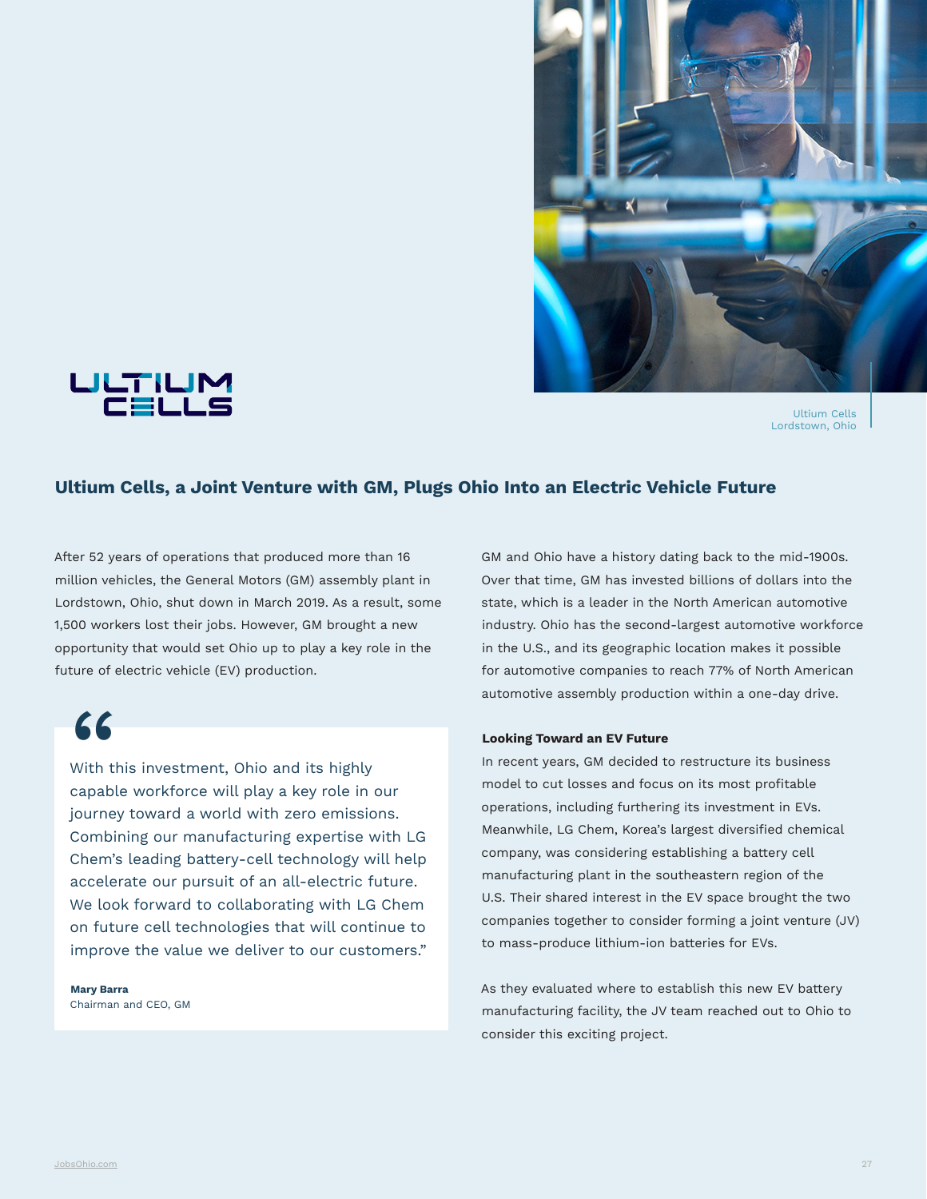ULTIUM CELLS

Ultium Cells
Lordstown, Ohio

## Ultium Cells, a Joint Venture with GM, Plugs Ohio Into an Electric Vehicle Future

After 52 years of operations that produced more than 16 million vehicles, the General Motors (GM) assembly plant in Lordstown, Ohio, shut down in March 2019. As a result, some 1,500 workers lost their jobs. However, GM brought a new opportunity that would set Ohio up to play a key role in the future of electric vehicle (EV) production.

> "With this investment, Ohio and its highly capable workforce will play a key role in our journey toward a world with zero emissions. Combining our manufacturing expertise with LG Chem's leading battery-cell technology will help accelerate our pursuit of an all-electric future. We look forward to collaborating with LG Chem on future cell technologies that will continue to improve the value we deliver to our customers."
>
> **Mary Barra**
> Chairman and CEO, GM

GM and Ohio have a history dating back to the mid-1900s. Over that time, GM has invested billions of dollars into the state, which is a leader in the North American automotive industry. Ohio has the second-largest automotive workforce in the U.S., and its geographic location makes it possible for automotive companies to reach 77% of North American automotive assembly production within a one-day drive.

### Looking Toward an EV Future

In recent years, GM decided to restructure its business model to cut losses and focus on its most profitable operations, including furthering its investment in EVs. Meanwhile, LG Chem, Korea's largest diversified chemical company, was considering establishing a battery cell manufacturing plant in the southeastern region of the U.S. Their shared interest in the EV space brought the two companies together to consider forming a joint venture (JV) to mass-produce lithium-ion batteries for EVs.

As they evaluated where to establish this new EV battery manufacturing facility, the JV team reached out to Ohio to consider this exciting project.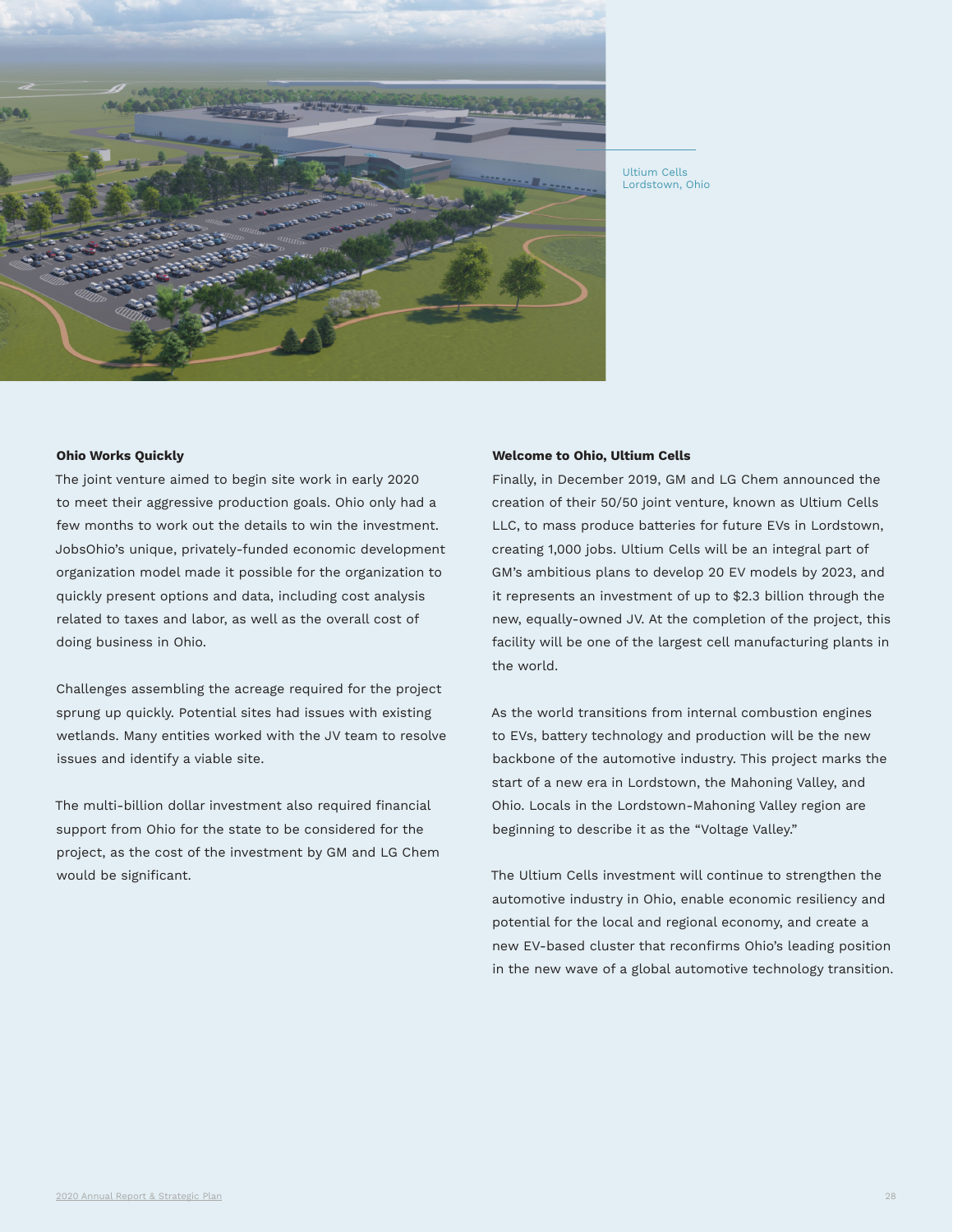Ultium Cells
Lordstown, Ohio

**Ohio Works Quickly**

The joint venture aimed to begin site work in early 2020 to meet their aggressive production goals. Ohio only had a few months to work out the details to win the investment. JobsOhio's unique, privately-funded economic development organization model made it possible for the organization to quickly present options and data, including cost analysis related to taxes and labor, as well as the overall cost of doing business in Ohio.

Challenges assembling the acreage required for the project sprung up quickly. Potential sites had issues with existing wetlands. Many entities worked with the JV team to resolve issues and identify a viable site.

The multi-billion dollar investment also required financial support from Ohio for the state to be considered for the project, as the cost of the investment by GM and LG Chem would be significant.

**Welcome to Ohio, Ultium Cells**

Finally, in December 2019, GM and LG Chem announced the creation of their 50/50 joint venture, known as Ultium Cells LLC, to mass produce batteries for future EVs in Lordstown, creating 1,000 jobs. Ultium Cells will be an integral part of GM's ambitious plans to develop 20 EV models by 2023, and it represents an investment of up to $2.3 billion through the new, equally-owned JV. At the completion of the project, this facility will be one of the largest cell manufacturing plants in the world.

As the world transitions from internal combustion engines to EVs, battery technology and production will be the new backbone of the automotive industry. This project marks the start of a new era in Lordstown, the Mahoning Valley, and Ohio. Locals in the Lordstown-Mahoning Valley region are beginning to describe it as the "Voltage Valley."

The Ultium Cells investment will continue to strengthen the automotive industry in Ohio, enable economic resiliency and potential for the local and regional economy, and create a new EV-based cluster that reconfirms Ohio's leading position in the new wave of a global automotive technology transition.